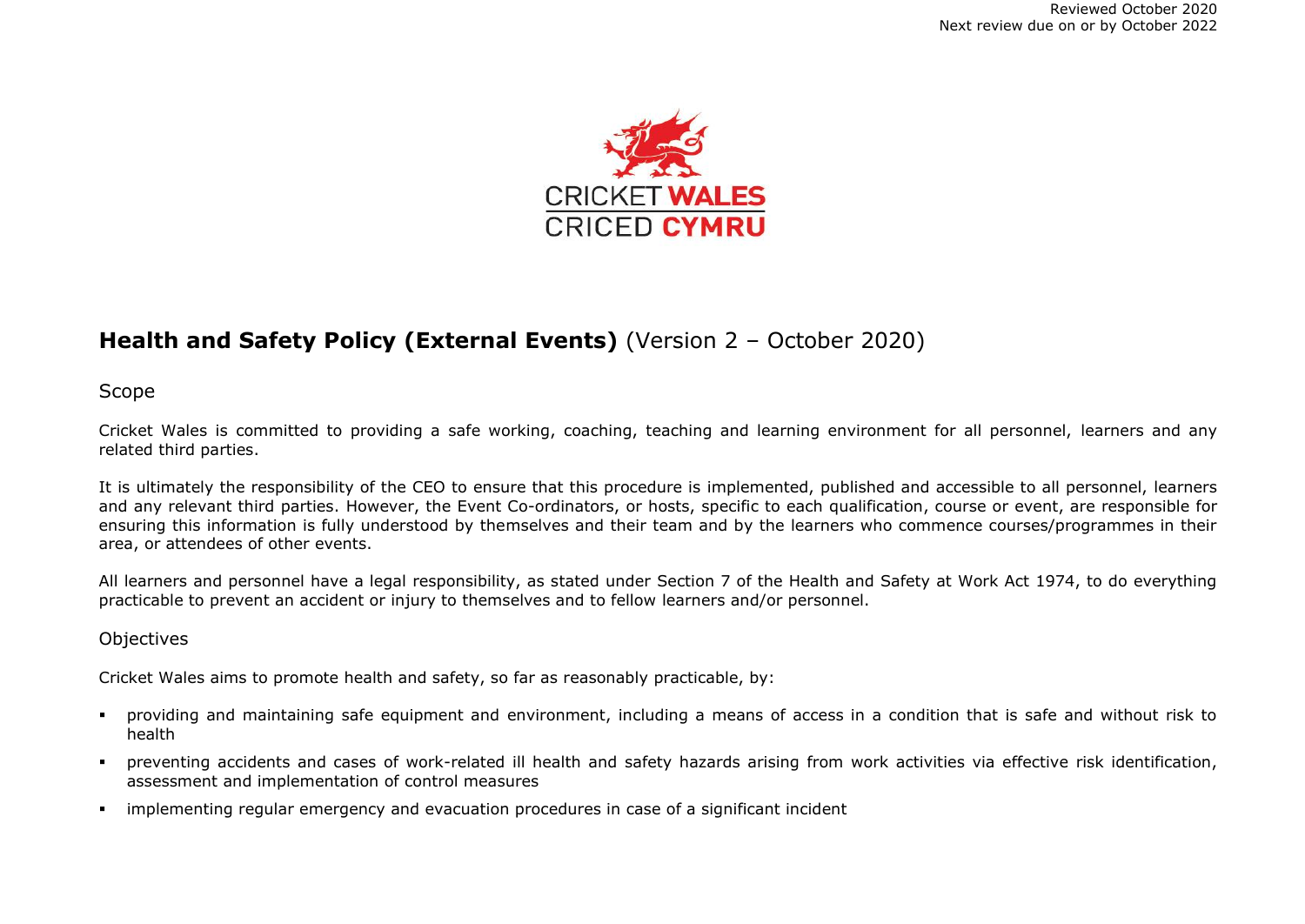Reviewed October 2020
Next review due on or by October 2022

CRICKET WALES
CRICED CYMRU

# **Health and Safety Policy (External Events)** (Version 2 – October 2020)

## Scope

Cricket Wales is committed to providing a safe working, coaching, teaching and learning environment for all personnel, learners and any related third parties.

It is ultimately the responsibility of the CEO to ensure that this procedure is implemented, published and accessible to all personnel, learners and any relevant third parties. However, the Event Co-ordinators, or hosts, specific to each qualification, course or event, are responsible for ensuring this information is fully understood by themselves and their team and by the learners who commence courses/programmes in their area, or attendees of other events.

All learners and personnel have a legal responsibility, as stated under Section 7 of the Health and Safety at Work Act 1974, to do everything practicable to prevent an accident or injury to themselves and to fellow learners and/or personnel.

## Objectives

Cricket Wales aims to promote health and safety, so far as reasonably practicable, by:

- providing and maintaining safe equipment and environment, including a means of access in a condition that is safe and without risk to health
- preventing accidents and cases of work-related ill health and safety hazards arising from work activities via effective risk identification, assessment and implementation of control measures
- implementing regular emergency and evacuation procedures in case of a significant incident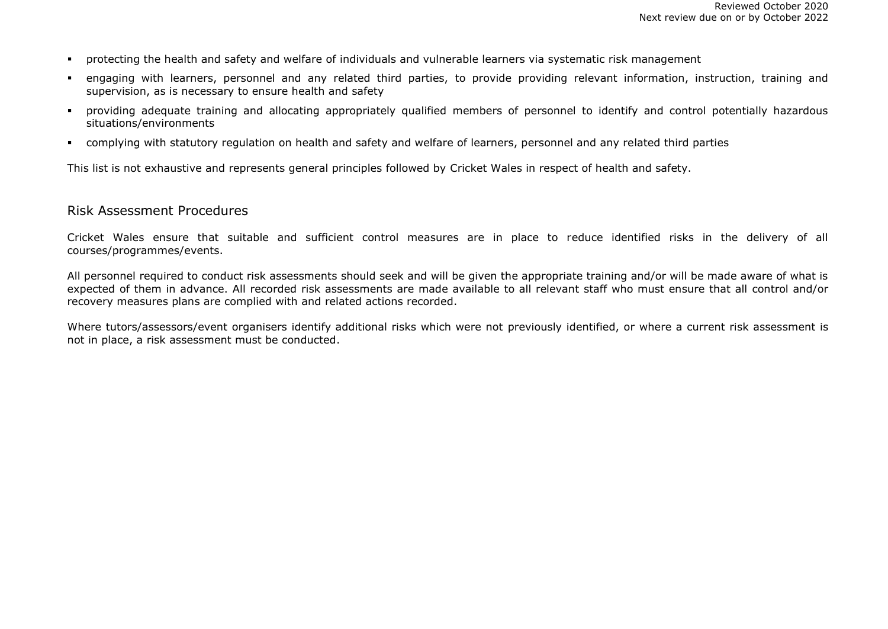- protecting the health and safety and welfare of individuals and vulnerable learners via systematic risk management
- engaging with learners, personnel and any related third parties, to provide providing relevant information, instruction, training and supervision, as is necessary to ensure health and safety
- providing adequate training and allocating appropriately qualified members of personnel to identify and control potentially hazardous situations/environments
- complying with statutory regulation on health and safety and welfare of learners, personnel and any related third parties

This list is not exhaustive and represents general principles followed by Cricket Wales in respect of health and safety.

## Risk Assessment Procedures

Cricket Wales ensure that suitable and sufficient control measures are in place to reduce identified risks in the delivery of all courses/programmes/events.

All personnel required to conduct risk assessments should seek and will be given the appropriate training and/or will be made aware of what is expected of them in advance. All recorded risk assessments are made available to all relevant staff who must ensure that all control and/or recovery measures plans are complied with and related actions recorded.

Where tutors/assessors/event organisers identify additional risks which were not previously identified, or where a current risk assessment is not in place, a risk assessment must be conducted.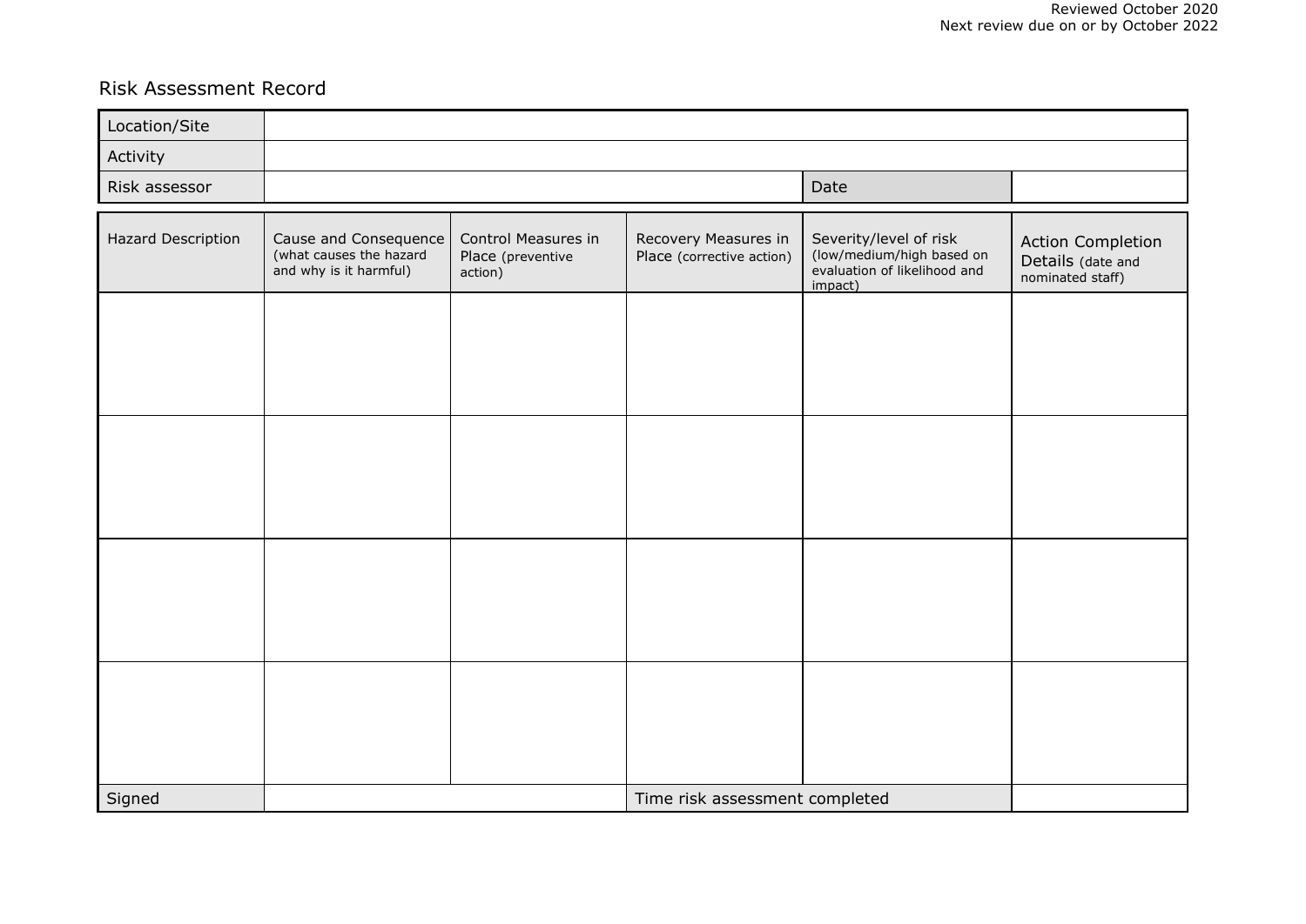Reviewed October 2020
Next review due on or by October 2022

Risk Assessment Record

| Location/Site | | | |
|---|---|---|---|
| Activity | | | |
| Risk assessor | | Date | |

| Hazard Description | Cause and Consequence (what causes the hazard and why is it harmful) | Control Measures in Place (preventive action) | Recovery Measures in Place (corrective action) | Severity/level of risk (low/medium/high based on evaluation of likelihood and impact) | Action Completion Details (date and nominated staff) |
|---|---|---|---|---|---|
| | | | | | |
| | | | | | |
| | | | | | |
| | | | | | |
| Signed | | | Time risk assessment completed | | |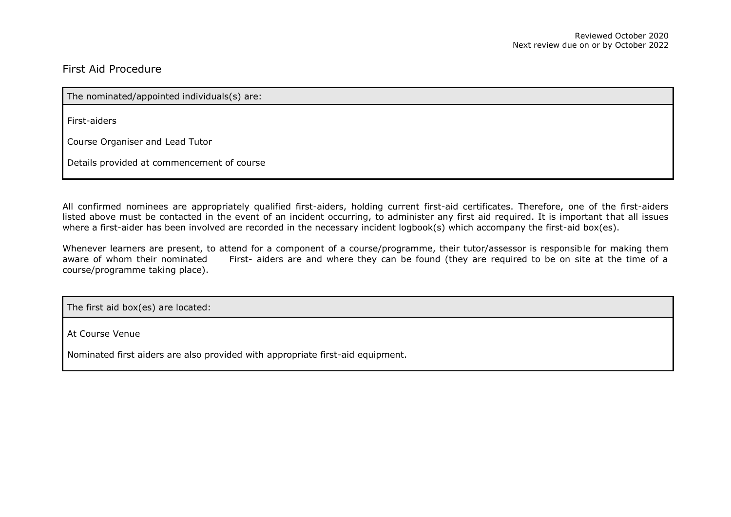Reviewed October 2020
Next review due on or by October 2022

# First Aid Procedure

| The nominated/appointed individuals(s) are: |
| --- |
| First-aiders<br><br>Course Organiser and Lead Tutor<br><br>Details provided at commencement of course |

All confirmed nominees are appropriately qualified first-aiders, holding current first-aid certificates. Therefore, one of the first-aiders listed above must be contacted in the event of an incident occurring, to administer any first aid required. It is important that all issues where a first-aider has been involved are recorded in the necessary incident logbook(s) which accompany the first-aid box(es).

Whenever learners are present, to attend for a component of a course/programme, their tutor/assessor is responsible for making them aware of whom their nominated First- aiders are and where they can be found (they are required to be on site at the time of a course/programme taking place).

| The first aid box(es) are located: |
| --- |
| At Course Venue<br><br>Nominated first aiders are also provided with appropriate first-aid equipment. |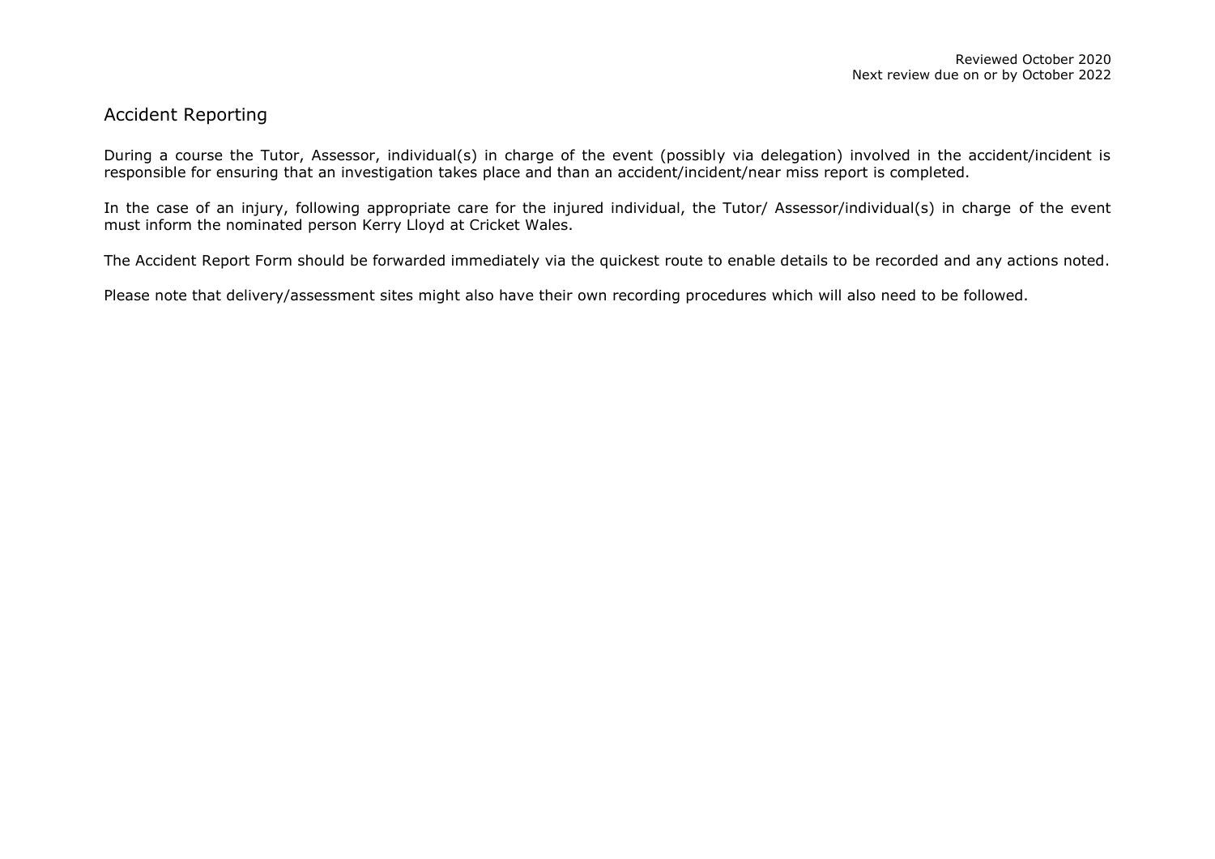Reviewed October 2020
Next review due on or by October 2022

## Accident Reporting

During a course the Tutor, Assessor, individual(s) in charge of the event (possibly via delegation) involved in the accident/incident is responsible for ensuring that an investigation takes place and than an accident/incident/near miss report is completed.

In the case of an injury, following appropriate care for the injured individual, the Tutor/ Assessor/individual(s) in charge of the event must inform the nominated person Kerry Lloyd at Cricket Wales.

The Accident Report Form should be forwarded immediately via the quickest route to enable details to be recorded and any actions noted.

Please note that delivery/assessment sites might also have their own recording procedures which will also need to be followed.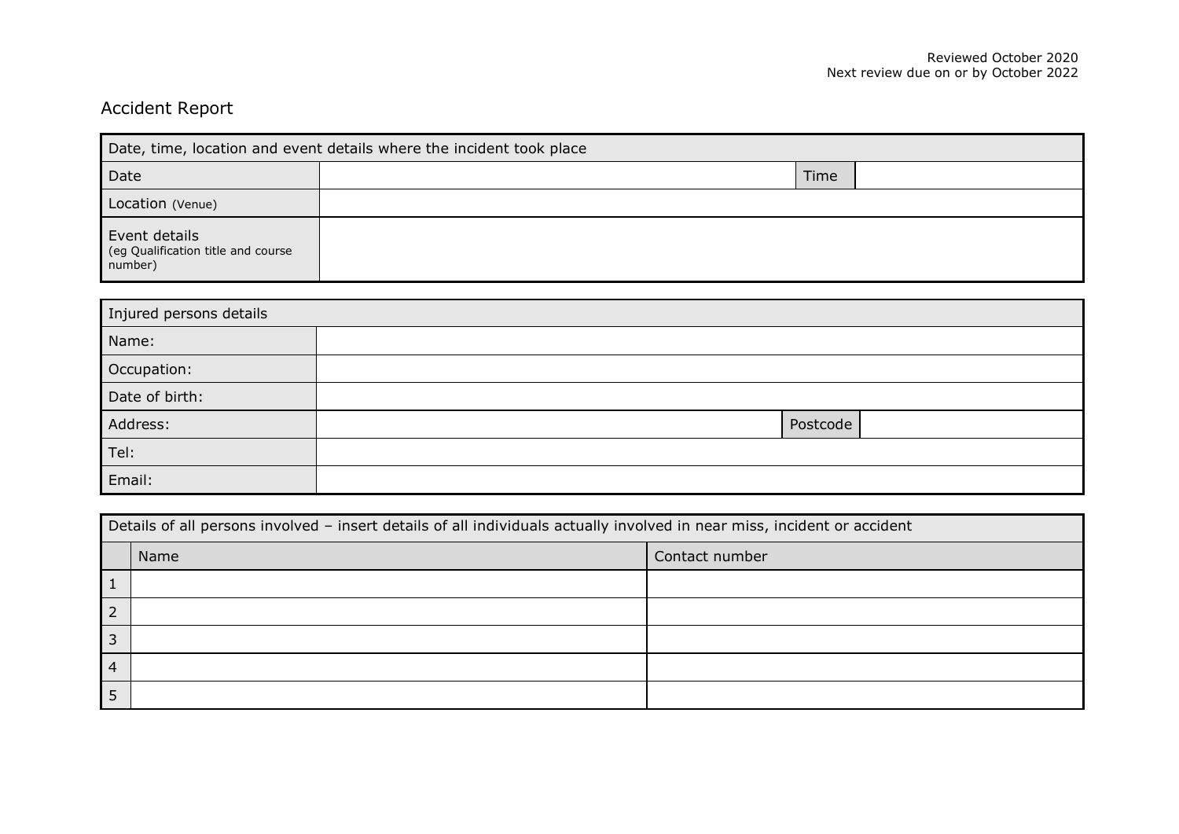Reviewed October 2020
Next review due on or by October 2022

# Accident Report

| Date, time, location and event details where the incident took place | | | |
|---|---|---|---|
| Date | | Time | |
| Location (Venue) | | | |
| Event details (eg Qualification title and course number) | | | |

| Injured persons details | | | |
|---|---|---|---|
| Name: | | | |
| Occupation: | | | |
| Date of birth: | | | |
| Address: | | Postcode | |
| Tel: | | | |
| Email: | | | |

| Details of all persons involved – insert details of all individuals actually involved in near miss, incident or accident | | |
|---|---|---|
| | Name | Contact number |
| 1 | | |
| 2 | | |
| 3 | | |
| 4 | | |
| 5 | | |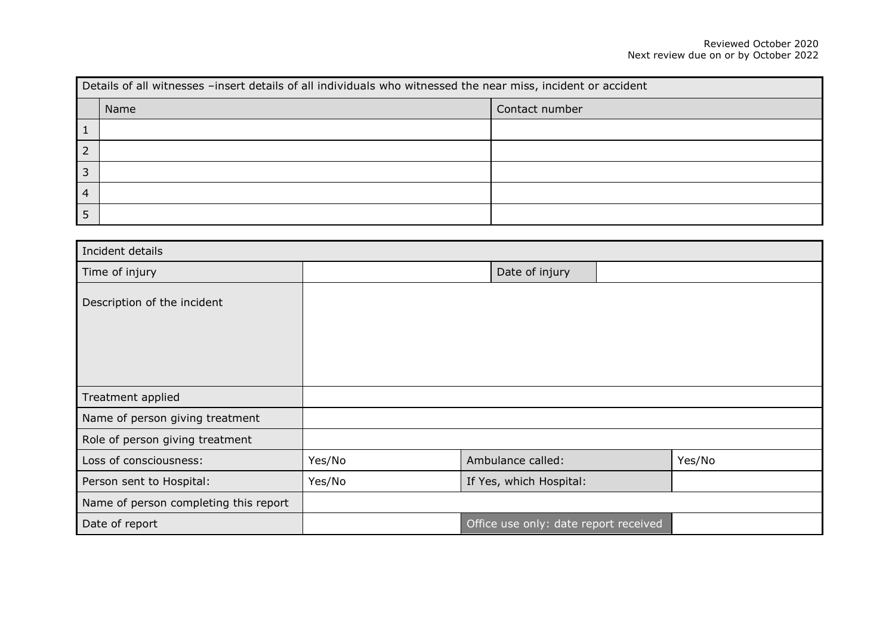Reviewed October 2020
Next review due on or by October 2022

| Details of all witnesses –insert details of all individuals who witnessed the near miss, incident or accident | | |
|---|---|---|
| | Name | Contact number |
| 1 | | |
| 2 | | |
| 3 | | |
| 4 | | |
| 5 | | |

| Incident details | | | |
|---|---|---|---|
| Time of injury | | Date of injury | |
| Description of the incident | | | |
| Treatment applied | | | |
| Name of person giving treatment | | | |
| Role of person giving treatment | | | |
| Loss of consciousness: | Yes/No | Ambulance called: | Yes/No |
| Person sent to Hospital: | Yes/No | If Yes, which Hospital: | |
| Name of person completing this report | | | |
| Date of report | | Office use only: date report received | |